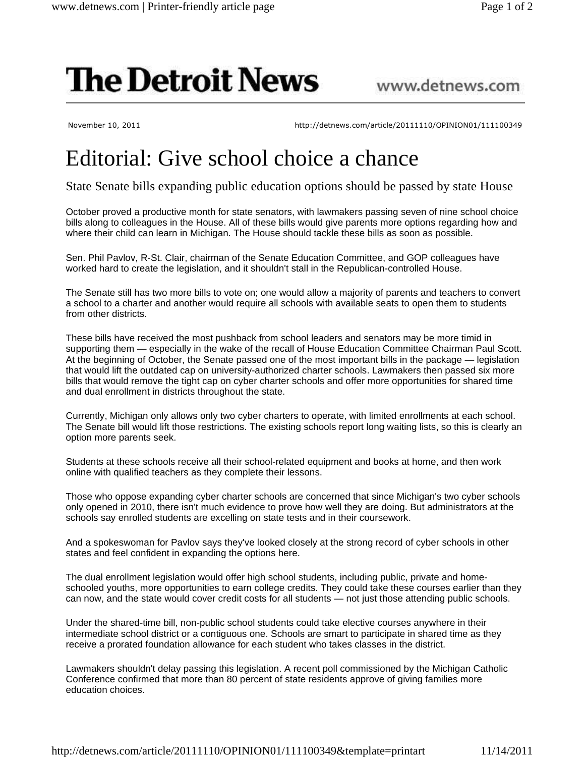# The Detroit News

www.detnews.com

November 10, 2011

http://detnews.com/article/20111110/OPINION01/111100349

# Editorial: Give school choice a chance

## State Senate bills expanding public education options should be passed by state House

October proved a productive month for state senators, with lawmakers passing seven of nine school choice bills along to colleagues in the House. All of these bills would give parents more options regarding how and where their child can learn in Michigan. The House should tackle these bills as soon as possible.

Sen. Phil Pavlov, R-St. Clair, chairman of the Senate Education Committee, and GOP colleagues have worked hard to create the legislation, and it shouldn't stall in the Republican-controlled House.

The Senate still has two more bills to vote on; one would allow a majority of parents and teachers to convert a school to a charter and another would require all schools with available seats to open them to students from other districts.

These bills have received the most pushback from school leaders and senators may be more timid in supporting them — especially in the wake of the recall of House Education Committee Chairman Paul Scott. At the beginning of October, the Senate passed one of the most important bills in the package — legislation that would lift the outdated cap on university-authorized charter schools. Lawmakers then passed six more bills that would remove the tight cap on cyber charter schools and offer more opportunities for shared time and dual enrollment in districts throughout the state.

Currently, Michigan only allows only two cyber charters to operate, with limited enrollments at each school. The Senate bill would lift those restrictions. The existing schools report long waiting lists, so this is clearly an option more parents seek.

Students at these schools receive all their school-related equipment and books at home, and then work online with qualified teachers as they complete their lessons.

Those who oppose expanding cyber charter schools are concerned that since Michigan's two cyber schools only opened in 2010, there isn't much evidence to prove how well they are doing. But administrators at the schools say enrolled students are excelling on state tests and in their coursework.

And a spokeswoman for Pavlov says they've looked closely at the strong record of cyber schools in other states and feel confident in expanding the options here.

The dual enrollment legislation would offer high school students, including public, private and home-schooled youths, more opportunities to earn college credits. They could take these courses earlier than they can now, and the state would cover credit costs for all students — not just those attending public schools.

Under the shared-time bill, non-public school students could take elective courses anywhere in their intermediate school district or a contiguous one. Schools are smart to participate in shared time as they receive a prorated foundation allowance for each student who takes classes in the district.

Lawmakers shouldn't delay passing this legislation. A recent poll commissioned by the Michigan Catholic Conference confirmed that more than 80 percent of state residents approve of giving families more education choices.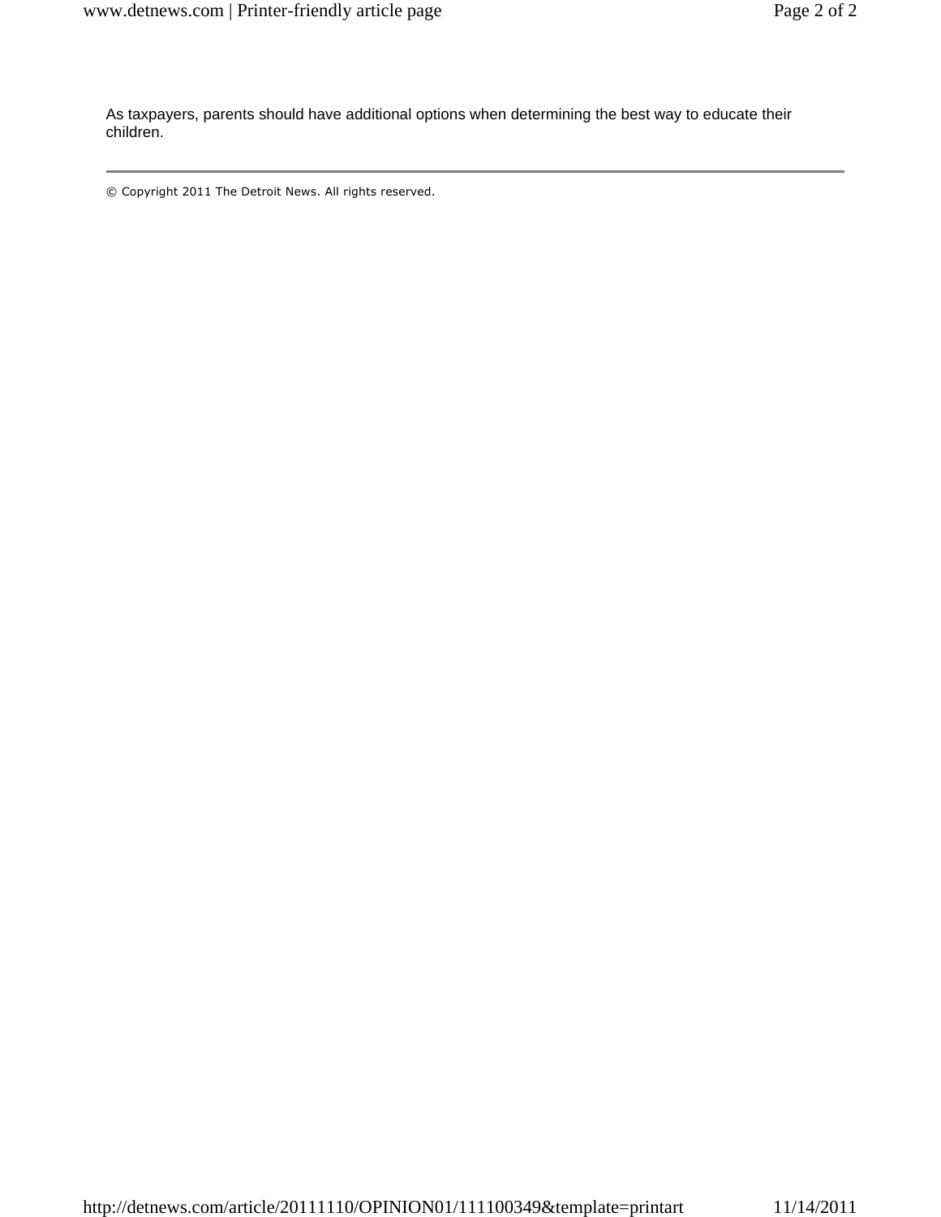As taxpayers, parents should have additional options when determining the best way to educate their children.

---

© Copyright 2011 The Detroit News. All rights reserved.